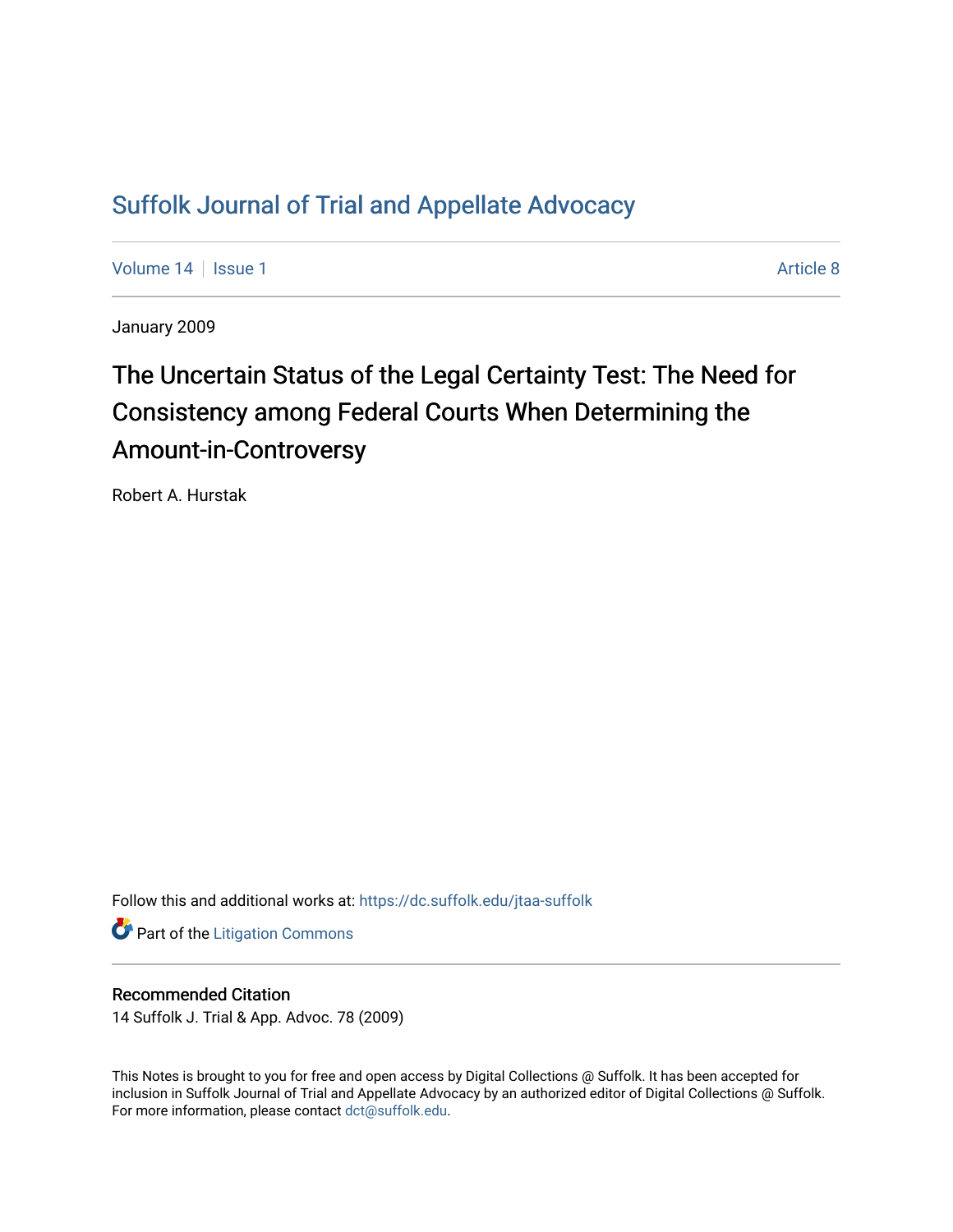Suffolk Journal of Trial and Appellate Advocacy

Volume 14 | Issue 1 | Article 8

January 2009

# The Uncertain Status of the Legal Certainty Test: The Need for Consistency among Federal Courts When Determining the Amount-in-Controversy

Robert A. Hurstak

Follow this and additional works at: https://dc.suffolk.edu/jtaa-suffolk

Part of the Litigation Commons

## Recommended Citation

14 Suffolk J. Trial & App. Advoc. 78 (2009)

This Notes is brought to you for free and open access by Digital Collections @ Suffolk. It has been accepted for inclusion in Suffolk Journal of Trial and Appellate Advocacy by an authorized editor of Digital Collections @ Suffolk. For more information, please contact dct@suffolk.edu.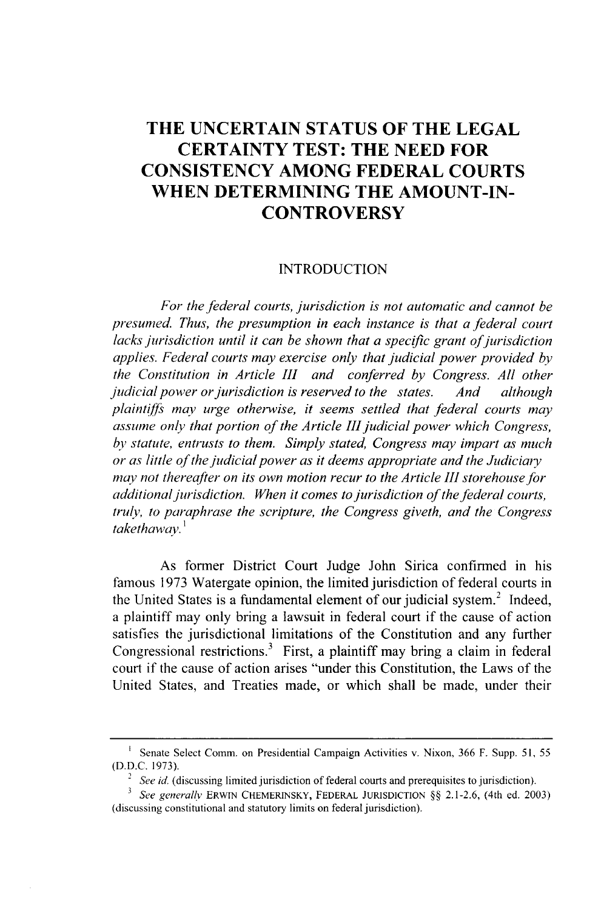# THE UNCERTAIN STATUS OF THE LEGAL CERTAINTY TEST: THE NEED FOR CONSISTENCY AMONG FEDERAL COURTS WHEN DETERMINING THE AMOUNT-IN-CONTROVERSY

## INTRODUCTION

*For the federal courts, jurisdiction is not automatic and cannot be presumed. Thus, the presumption in each instance is that a federal court lacks jurisdiction until it can be shown that a specific grant of jurisdiction applies. Federal courts may exercise only that judicial power provided by the Constitution in Article III and conferred by Congress. All other judicial power or jurisdiction is reserved to the states. And although plaintiffs may urge otherwise, it seems settled that federal courts may assume only that portion of the Article III judicial power which Congress, by statute, entrusts to them. Simply stated, Congress may impart as much or as little of the judicial power as it deems appropriate and the Judiciary may not thereafter on its own motion recur to the Article III storehouse for additional jurisdiction. When it comes to jurisdiction of the federal courts, truly, to paraphrase the scripture, the Congress giveth, and the Congress takethaway.*[1]

As former District Court Judge John Sirica confirmed in his famous 1973 Watergate opinion, the limited jurisdiction of federal courts in the United States is a fundamental element of our judicial system.[2] Indeed, a plaintiff may only bring a lawsuit in federal court if the cause of action satisfies the jurisdictional limitations of the Constitution and any further Congressional restrictions.[3] First, a plaintiff may bring a claim in federal court if the cause of action arises "under this Constitution, the Laws of the United States, and Treaties made, or which shall be made, under their

---

[1] Senate Select Comm. on Presidential Campaign Activities v. Nixon, 366 F. Supp. 51, 55 (D.D.C. 1973).

[2] *See id.* (discussing limited jurisdiction of federal courts and prerequisites to jurisdiction).

[3] *See generally* ERWIN CHEMERINSKY, FEDERAL JURISDICTION §§ 2.1-2.6, (4th ed. 2003) (discussing constitutional and statutory limits on federal jurisdiction).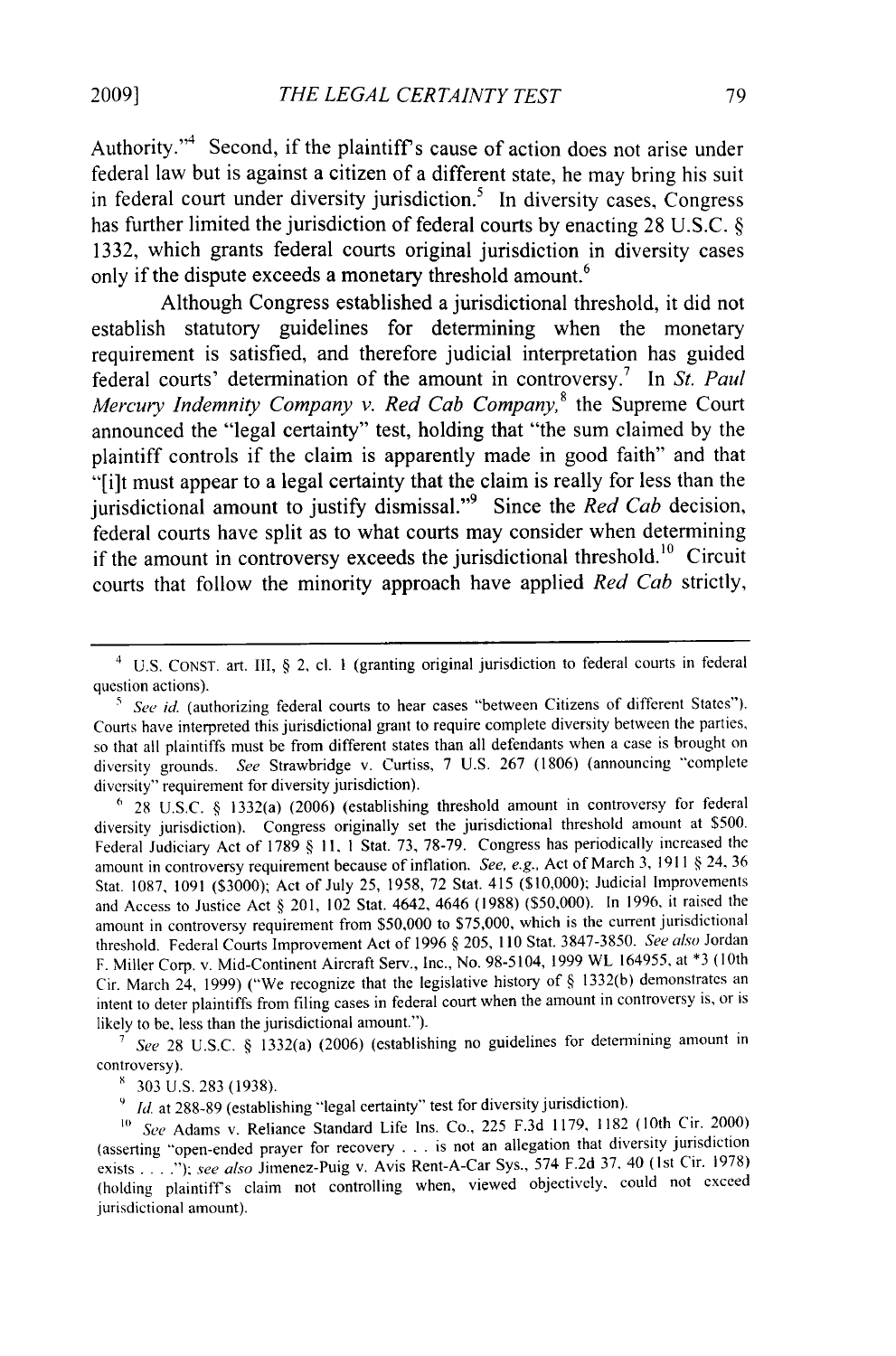Authority."[4] Second, if the plaintiff's cause of action does not arise under federal law but is against a citizen of a different state, he may bring his suit in federal court under diversity jurisdiction.[5] In diversity cases, Congress has further limited the jurisdiction of federal courts by enacting 28 U.S.C. § 1332, which grants federal courts original jurisdiction in diversity cases only if the dispute exceeds a monetary threshold amount.[6]

Although Congress established a jurisdictional threshold, it did not establish statutory guidelines for determining when the monetary requirement is satisfied, and therefore judicial interpretation has guided federal courts' determination of the amount in controversy.[7] In *St. Paul Mercury Indemnity Company v. Red Cab Company*,[8] the Supreme Court announced the "legal certainty" test, holding that "the sum claimed by the plaintiff controls if the claim is apparently made in good faith" and that "[i]t must appear to a legal certainty that the claim is really for less than the jurisdictional amount to justify dismissal."[9] Since the *Red Cab* decision, federal courts have split as to what courts may consider when determining if the amount in controversy exceeds the jurisdictional threshold.[10] Circuit courts that follow the minority approach have applied *Red Cab* strictly,

---

[4] U.S. CONST. art. III, § 2, cl. 1 (granting original jurisdiction to federal courts in federal question actions).

[5] *See id.* (authorizing federal courts to hear cases "between Citizens of different States"). Courts have interpreted this jurisdictional grant to require complete diversity between the parties, so that all plaintiffs must be from different states than all defendants when a case is brought on diversity grounds. *See* Strawbridge v. Curtiss, 7 U.S. 267 (1806) (announcing "complete diversity" requirement for diversity jurisdiction).

[6] 28 U.S.C. § 1332(a) (2006) (establishing threshold amount in controversy for federal diversity jurisdiction). Congress originally set the jurisdictional threshold amount at $500. Federal Judiciary Act of 1789 § 11, 1 Stat. 73, 78-79. Congress has periodically increased the amount in controversy requirement because of inflation. *See, e.g.*, Act of March 3, 1911 § 24, 36 Stat. 1087, 1091 ($3000); Act of July 25, 1958, 72 Stat. 415 ($10,000); Judicial Improvements and Access to Justice Act § 201, 102 Stat. 4642, 4646 (1988) ($50,000). In 1996, it raised the amount in controversy requirement from $50,000 to $75,000, which is the current jurisdictional threshold. Federal Courts Improvement Act of 1996 § 205, 110 Stat. 3847-3850. *See also* Jordan F. Miller Corp. v. Mid-Continent Aircraft Serv., Inc., No. 98-5104, 1999 WL 164955, at *3 (10th Cir. March 24, 1999) ("We recognize that the legislative history of § 1332(b) demonstrates an intent to deter plaintiffs from filing cases in federal court when the amount in controversy is, or is likely to be, less than the jurisdictional amount.").

[7] *See* 28 U.S.C. § 1332(a) (2006) (establishing no guidelines for determining amount in controversy).

[8] 303 U.S. 283 (1938).

[9] *Id.* at 288-89 (establishing "legal certainty" test for diversity jurisdiction).

[10] *See* Adams v. Reliance Standard Life Ins. Co., 225 F.3d 1179, 1182 (10th Cir. 2000) (asserting "open-ended prayer for recovery . . . is not an allegation that diversity jurisdiction exists . . . ."); *see also* Jimenez-Puig v. Avis Rent-A-Car Sys., 574 F.2d 37, 40 (1st Cir. 1978) (holding plaintiff's claim not controlling when, viewed objectively, could not exceed jurisdictional amount).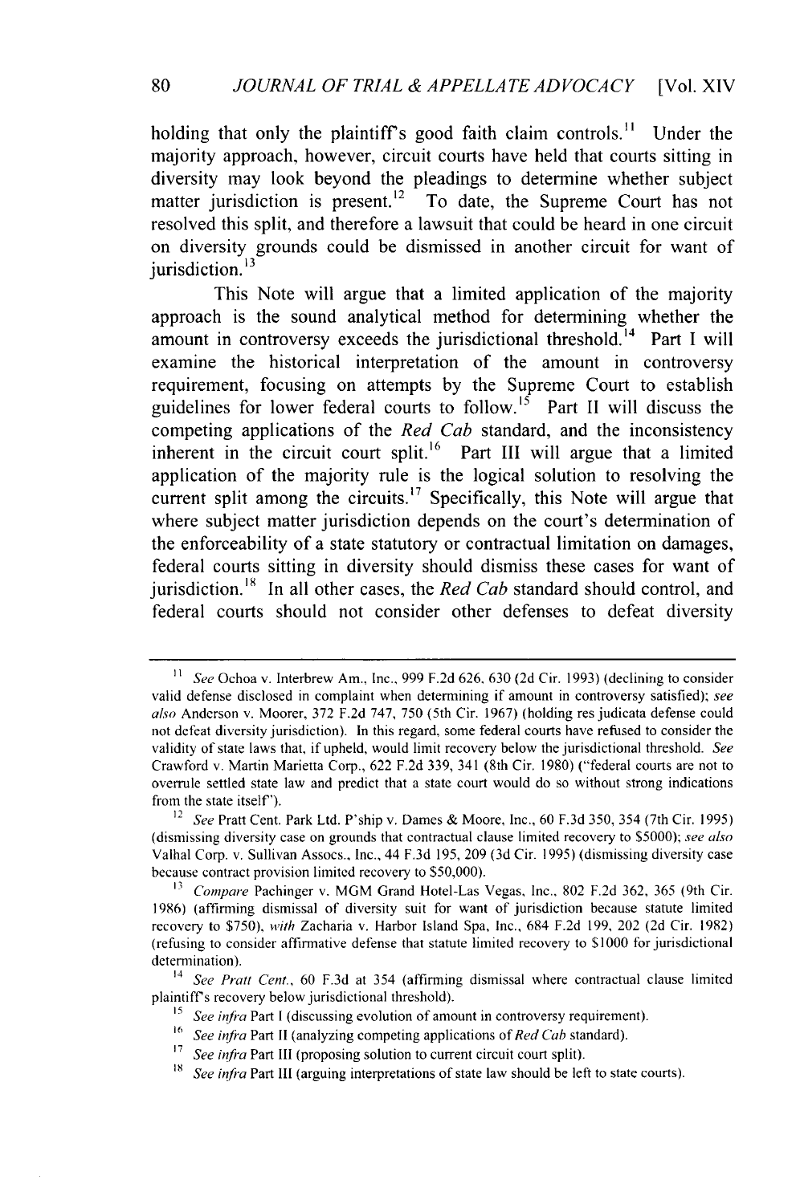holding that only the plaintiff's good faith claim controls.[11] Under the majority approach, however, circuit courts have held that courts sitting in diversity may look beyond the pleadings to determine whether subject matter jurisdiction is present.[12] To date, the Supreme Court has not resolved this split, and therefore a lawsuit that could be heard in one circuit on diversity grounds could be dismissed in another circuit for want of jurisdiction.[13]

This Note will argue that a limited application of the majority approach is the sound analytical method for determining whether the amount in controversy exceeds the jurisdictional threshold.[14] Part I will examine the historical interpretation of the amount in controversy requirement, focusing on attempts by the Supreme Court to establish guidelines for lower federal courts to follow.[15] Part II will discuss the competing applications of the *Red Cab* standard, and the inconsistency inherent in the circuit court split.[16] Part III will argue that a limited application of the majority rule is the logical solution to resolving the current split among the circuits.[17] Specifically, this Note will argue that where subject matter jurisdiction depends on the court's determination of the enforceability of a state statutory or contractual limitation on damages, federal courts sitting in diversity should dismiss these cases for want of jurisdiction.[18] In all other cases, the *Red Cab* standard should control, and federal courts should not consider other defenses to defeat diversity

---

[11] *See* Ochoa v. Interbrew Am., Inc., 999 F.2d 626, 630 (2d Cir. 1993) (declining to consider valid defense disclosed in complaint when determining if amount in controversy satisfied); *see also* Anderson v. Moorer, 372 F.2d 747, 750 (5th Cir. 1967) (holding res judicata defense could not defeat diversity jurisdiction). In this regard, some federal courts have refused to consider the validity of state laws that, if upheld, would limit recovery below the jurisdictional threshold. *See* Crawford v. Martin Marietta Corp., 622 F.2d 339, 341 (8th Cir. 1980) ("federal courts are not to overrule settled state law and predict that a state court would do so without strong indications from the state itself").

[12] *See* Pratt Cent. Park Ltd. P'ship v. Dames & Moore, Inc., 60 F.3d 350, 354 (7th Cir. 1995) (dismissing diversity case on grounds that contractual clause limited recovery to $5000); *see also* Valhal Corp. v. Sullivan Assocs., Inc., 44 F.3d 195, 209 (3d Cir. 1995) (dismissing diversity case because contract provision limited recovery to $50,000).

[13] *Compare* Pachinger v. MGM Grand Hotel-Las Vegas, Inc., 802 F.2d 362, 365 (9th Cir. 1986) (affirming dismissal of diversity suit for want of jurisdiction because statute limited recovery to $750), *with* Zacharia v. Harbor Island Spa, Inc., 684 F.2d 199, 202 (2d Cir. 1982) (refusing to consider affirmative defense that statute limited recovery to $1000 for jurisdictional determination).

[14] *See Pratt Cent.*, 60 F.3d at 354 (affirming dismissal where contractual clause limited plaintiff's recovery below jurisdictional threshold).

[15] *See infra* Part I (discussing evolution of amount in controversy requirement).

[16] *See infra* Part II (analyzing competing applications of *Red Cab* standard).

[17] *See infra* Part III (proposing solution to current circuit court split).

[18] *See infra* Part III (arguing interpretations of state law should be left to state courts).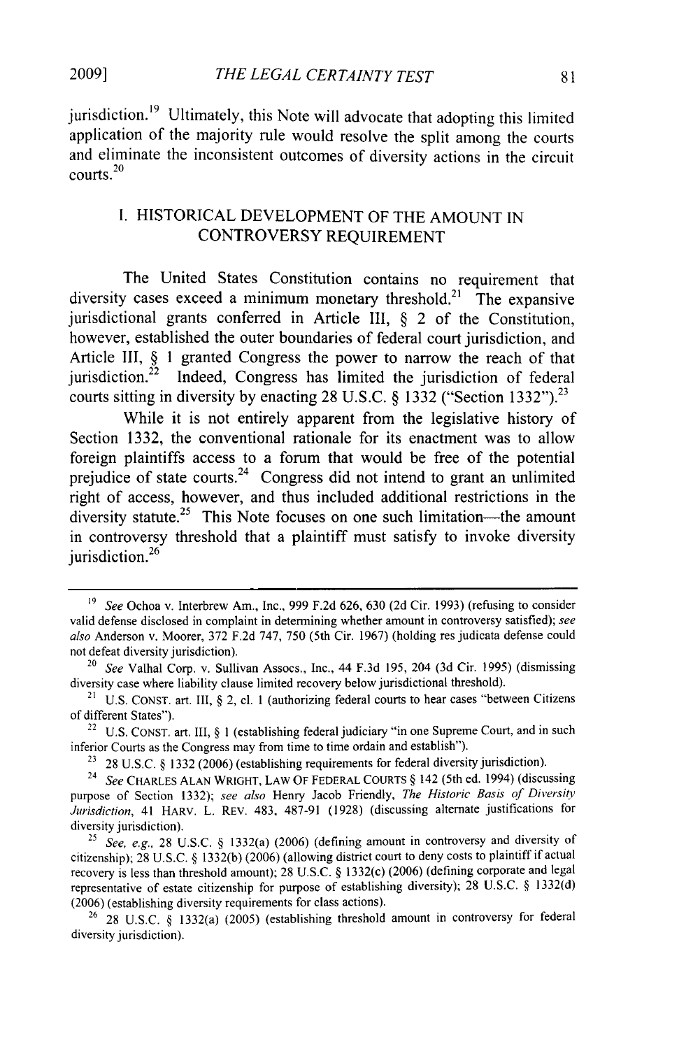jurisdiction.[19] Ultimately, this Note will advocate that adopting this limited application of the majority rule would resolve the split among the courts and eliminate the inconsistent outcomes of diversity actions in the circuit courts.[20]

## I. HISTORICAL DEVELOPMENT OF THE AMOUNT IN CONTROVERSY REQUIREMENT

The United States Constitution contains no requirement that diversity cases exceed a minimum monetary threshold.[21] The expansive jurisdictional grants conferred in Article III, § 2 of the Constitution, however, established the outer boundaries of federal court jurisdiction, and Article III, § 1 granted Congress the power to narrow the reach of that jurisdiction.[22] Indeed, Congress has limited the jurisdiction of federal courts sitting in diversity by enacting 28 U.S.C. § 1332 ("Section 1332").[23]

While it is not entirely apparent from the legislative history of Section 1332, the conventional rationale for its enactment was to allow foreign plaintiffs access to a forum that would be free of the potential prejudice of state courts.[24] Congress did not intend to grant an unlimited right of access, however, and thus included additional restrictions in the diversity statute.[25] This Note focuses on one such limitation—the amount in controversy threshold that a plaintiff must satisfy to invoke diversity jurisdiction.[26]

---

[19] *See* Ochoa v. Interbrew Am., Inc., 999 F.2d 626, 630 (2d Cir. 1993) (refusing to consider valid defense disclosed in complaint in determining whether amount in controversy satisfied); *see also* Anderson v. Moorer, 372 F.2d 747, 750 (5th Cir. 1967) (holding res judicata defense could not defeat diversity jurisdiction).

[20] *See* Valhal Corp. v. Sullivan Assocs., Inc., 44 F.3d 195, 204 (3d Cir. 1995) (dismissing diversity case where liability clause limited recovery below jurisdictional threshold).

[21] U.S. CONST. art. III, § 2, cl. 1 (authorizing federal courts to hear cases "between Citizens of different States").

[22] U.S. CONST. art. III, § 1 (establishing federal judiciary "in one Supreme Court, and in such inferior Courts as the Congress may from time to time ordain and establish").

[23] 28 U.S.C. § 1332 (2006) (establishing requirements for federal diversity jurisdiction).

[24] *See* CHARLES ALAN WRIGHT, LAW OF FEDERAL COURTS § 142 (5th ed. 1994) (discussing purpose of Section 1332); *see also* Henry Jacob Friendly, *The Historic Basis of Diversity Jurisdiction*, 41 HARV. L. REV. 483, 487-91 (1928) (discussing alternate justifications for diversity jurisdiction).

[25] *See, e.g.*, 28 U.S.C. § 1332(a) (2006) (defining amount in controversy and diversity of citizenship); 28 U.S.C. § 1332(b) (2006) (allowing district court to deny costs to plaintiff if actual recovery is less than threshold amount); 28 U.S.C. § 1332(c) (2006) (defining corporate and legal representative of estate citizenship for purpose of establishing diversity); 28 U.S.C. § 1332(d) (2006) (establishing diversity requirements for class actions).

[26] 28 U.S.C. § 1332(a) (2005) (establishing threshold amount in controversy for federal diversity jurisdiction).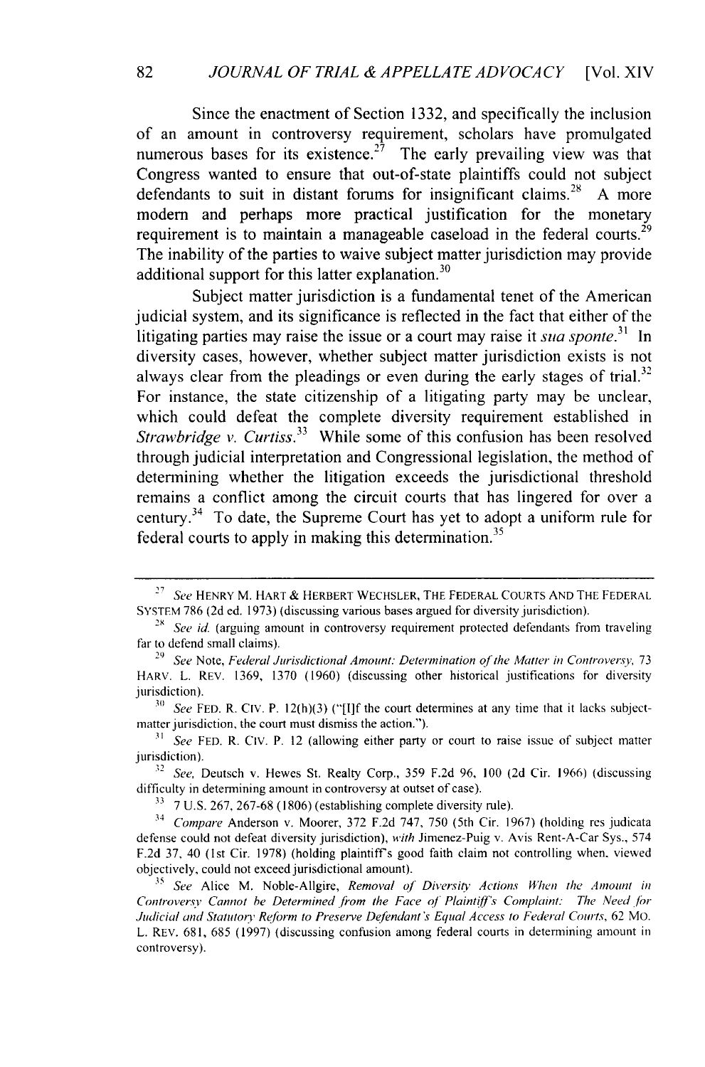Since the enactment of Section 1332, and specifically the inclusion of an amount in controversy requirement, scholars have promulgated numerous bases for its existence.[27] The early prevailing view was that Congress wanted to ensure that out-of-state plaintiffs could not subject defendants to suit in distant forums for insignificant claims.[28] A more modern and perhaps more practical justification for the monetary requirement is to maintain a manageable caseload in the federal courts.[29] The inability of the parties to waive subject matter jurisdiction may provide additional support for this latter explanation.[30]

Subject matter jurisdiction is a fundamental tenet of the American judicial system, and its significance is reflected in the fact that either of the litigating parties may raise the issue or a court may raise it *sua sponte*.[31] In diversity cases, however, whether subject matter jurisdiction exists is not always clear from the pleadings or even during the early stages of trial.[32] For instance, the state citizenship of a litigating party may be unclear, which could defeat the complete diversity requirement established in *Strawbridge v. Curtiss*.[33] While some of this confusion has been resolved through judicial interpretation and Congressional legislation, the method of determining whether the litigation exceeds the jurisdictional threshold remains a conflict among the circuit courts that has lingered for over a century.[34] To date, the Supreme Court has yet to adopt a uniform rule for federal courts to apply in making this determination.[35]

---

[27] *See* HENRY M. HART & HERBERT WECHSLER, THE FEDERAL COURTS AND THE FEDERAL SYSTEM 786 (2d ed. 1973) (discussing various bases argued for diversity jurisdiction).

[28] *See id.* (arguing amount in controversy requirement protected defendants from traveling far to defend small claims).

[29] *See* Note, *Federal Jurisdictional Amount: Determination of the Matter in Controversy*, 73 HARV. L. REV. 1369, 1370 (1960) (discussing other historical justifications for diversity jurisdiction).

[30] *See* FED. R. CIV. P. 12(h)(3) ("[I]f the court determines at any time that it lacks subject-matter jurisdiction, the court must dismiss the action.").

[31] *See* FED. R. CIV. P. 12 (allowing either party or court to raise issue of subject matter jurisdiction).

[32] *See,* Deutsch v. Hewes St. Realty Corp., 359 F.2d 96, 100 (2d Cir. 1966) (discussing difficulty in determining amount in controversy at outset of case).

[33] 7 U.S. 267, 267-68 (1806) (establishing complete diversity rule).

[34] *Compare* Anderson v. Moorer, 372 F.2d 747, 750 (5th Cir. 1967) (holding res judicata defense could not defeat diversity jurisdiction), *with* Jimenez-Puig v. Avis Rent-A-Car Sys., 574 F.2d 37, 40 (1st Cir. 1978) (holding plaintiff's good faith claim not controlling when, viewed objectively, could not exceed jurisdictional amount).

[35] *See* Alice M. Noble-Allgire, *Removal of Diversity Actions When the Amount in Controversy Cannot be Determined from the Face of Plaintiff's Complaint: The Need for Judicial and Statutory Reform to Preserve Defendant's Equal Access to Federal Courts*, 62 MO. L. REV. 681, 685 (1997) (discussing confusion among federal courts in determining amount in controversy).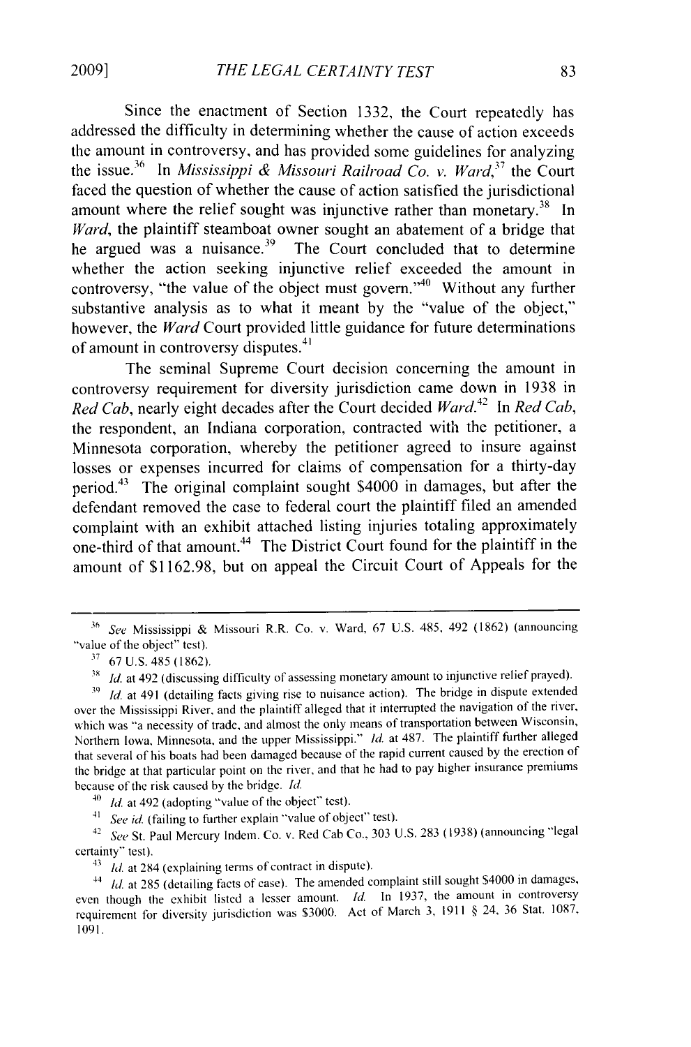Since the enactment of Section 1332, the Court repeatedly has addressed the difficulty in determining whether the cause of action exceeds the amount in controversy, and has provided some guidelines for analyzing the issue.[36] In *Mississippi & Missouri Railroad Co. v. Ward*,[37] the Court faced the question of whether the cause of action satisfied the jurisdictional amount where the relief sought was injunctive rather than monetary.[38] In *Ward*, the plaintiff steamboat owner sought an abatement of a bridge that he argued was a nuisance.[39] The Court concluded that to determine whether the action seeking injunctive relief exceeded the amount in controversy, "the value of the object must govern."[40] Without any further substantive analysis as to what it meant by the "value of the object," however, the *Ward* Court provided little guidance for future determinations of amount in controversy disputes.[41]

The seminal Supreme Court decision concerning the amount in controversy requirement for diversity jurisdiction came down in 1938 in *Red Cab*, nearly eight decades after the Court decided *Ward*.[42] In *Red Cab*, the respondent, an Indiana corporation, contracted with the petitioner, a Minnesota corporation, whereby the petitioner agreed to insure against losses or expenses incurred for claims of compensation for a thirty-day period.[43] The original complaint sought $4000 in damages, but after the defendant removed the case to federal court the plaintiff filed an amended complaint with an exhibit attached listing injuries totaling approximately one-third of that amount.[44] The District Court found for the plaintiff in the amount of $1162.98, but on appeal the Circuit Court of Appeals for the

---

[36] *See* Mississippi & Missouri R.R. Co. v. Ward, 67 U.S. 485, 492 (1862) (announcing "value of the object" test).

[37] 67 U.S. 485 (1862).

[38] *Id.* at 492 (discussing difficulty of assessing monetary amount to injunctive relief prayed).

[39] *Id.* at 491 (detailing facts giving rise to nuisance action). The bridge in dispute extended over the Mississippi River, and the plaintiff alleged that it interrupted the navigation of the river, which was "a necessity of trade, and almost the only means of transportation between Wisconsin, Northern Iowa, Minnesota, and the upper Mississippi." *Id.* at 487. The plaintiff further alleged that several of his boats had been damaged because of the rapid current caused by the erection of the bridge at that particular point on the river, and that he had to pay higher insurance premiums because of the risk caused by the bridge. *Id.*

[40] *Id.* at 492 (adopting "value of the object" test).

[41] *See id.* (failing to further explain "value of object" test).

[42] *See* St. Paul Mercury Indem. Co. v. Red Cab Co., 303 U.S. 283 (1938) (announcing "legal certainty" test).

[43] *Id.* at 284 (explaining terms of contract in dispute).

[44] *Id.* at 285 (detailing facts of case). The amended complaint still sought $4000 in damages, even though the exhibit listed a lesser amount. *Id.* In 1937, the amount in controversy requirement for diversity jurisdiction was $3000. Act of March 3, 1911 § 24, 36 Stat. 1087, 1091.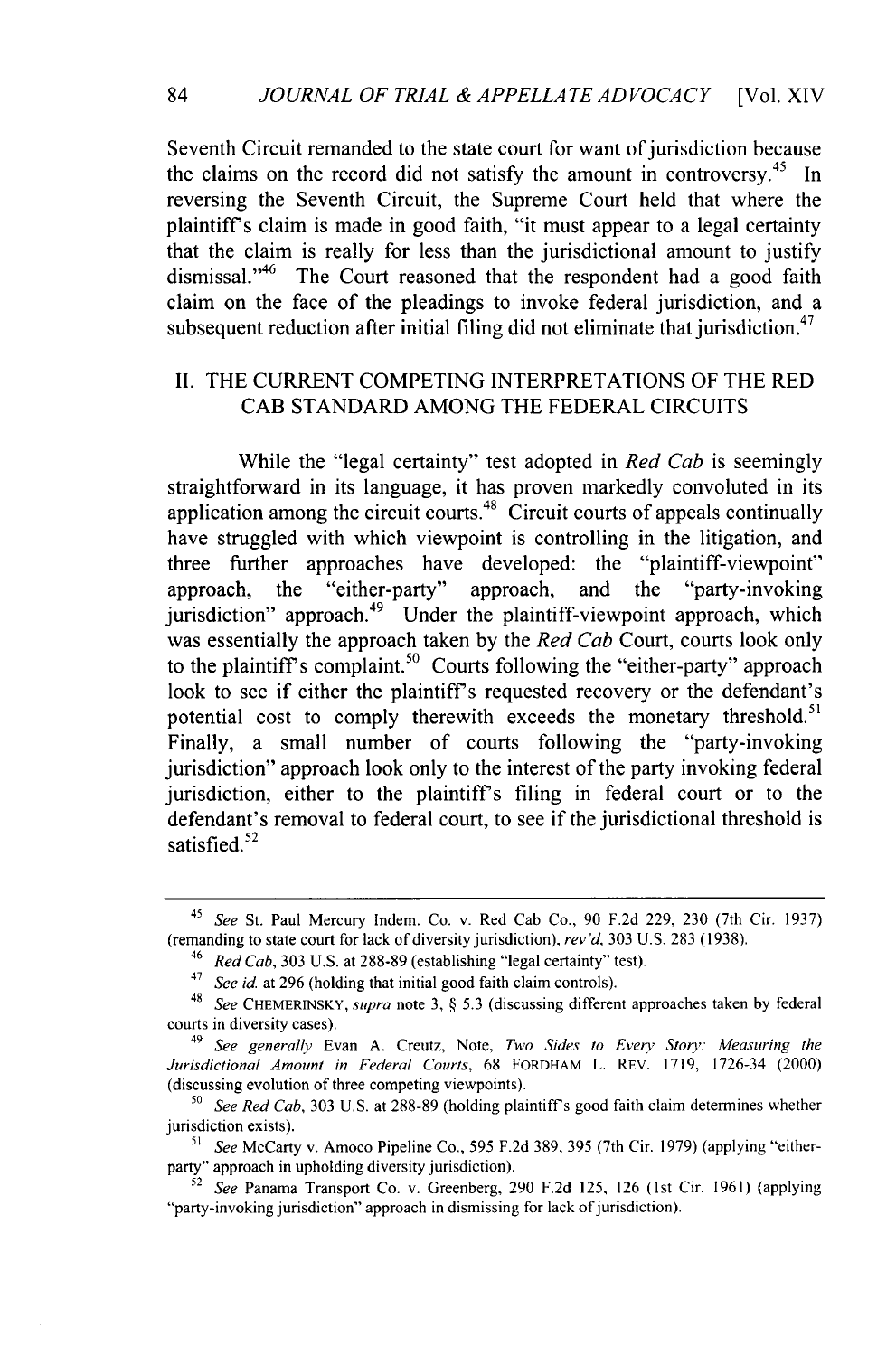Seventh Circuit remanded to the state court for want of jurisdiction because the claims on the record did not satisfy the amount in controversy.[45] In reversing the Seventh Circuit, the Supreme Court held that where the plaintiff's claim is made in good faith, "it must appear to a legal certainty that the claim is really for less than the jurisdictional amount to justify dismissal."[46] The Court reasoned that the respondent had a good faith claim on the face of the pleadings to invoke federal jurisdiction, and a subsequent reduction after initial filing did not eliminate that jurisdiction.[47]

## II. THE CURRENT COMPETING INTERPRETATIONS OF THE RED CAB STANDARD AMONG THE FEDERAL CIRCUITS

While the "legal certainty" test adopted in *Red Cab* is seemingly straightforward in its language, it has proven markedly convoluted in its application among the circuit courts.[48] Circuit courts of appeals continually have struggled with which viewpoint is controlling in the litigation, and three further approaches have developed: the "plaintiff-viewpoint" approach, the "either-party" approach, and the "party-invoking jurisdiction" approach.[49] Under the plaintiff-viewpoint approach, which was essentially the approach taken by the *Red Cab* Court, courts look only to the plaintiff's complaint.[50] Courts following the "either-party" approach look to see if either the plaintiff's requested recovery or the defendant's potential cost to comply therewith exceeds the monetary threshold.[51] Finally, a small number of courts following the "party-invoking jurisdiction" approach look only to the interest of the party invoking federal jurisdiction, either to the plaintiff's filing in federal court or to the defendant's removal to federal court, to see if the jurisdictional threshold is satisfied.[52]

---

[45] *See* St. Paul Mercury Indem. Co. v. Red Cab Co., 90 F.2d 229, 230 (7th Cir. 1937) (remanding to state court for lack of diversity jurisdiction), *rev'd*, 303 U.S. 283 (1938).

[46] *Red Cab*, 303 U.S. at 288-89 (establishing "legal certainty" test).

[47] *See id.* at 296 (holding that initial good faith claim controls).

[48] *See* CHEMERINSKY, *supra* note 3, § 5.3 (discussing different approaches taken by federal courts in diversity cases).

[49] *See generally* Evan A. Creutz, Note, *Two Sides to Every Story: Measuring the Jurisdictional Amount in Federal Courts*, 68 FORDHAM L. REV. 1719, 1726-34 (2000) (discussing evolution of three competing viewpoints).

[50] *See Red Cab*, 303 U.S. at 288-89 (holding plaintiff's good faith claim determines whether jurisdiction exists).

[51] *See* McCarty v. Amoco Pipeline Co., 595 F.2d 389, 395 (7th Cir. 1979) (applying "either-party" approach in upholding diversity jurisdiction).

[52] *See* Panama Transport Co. v. Greenberg, 290 F.2d 125, 126 (1st Cir. 1961) (applying "party-invoking jurisdiction" approach in dismissing for lack of jurisdiction).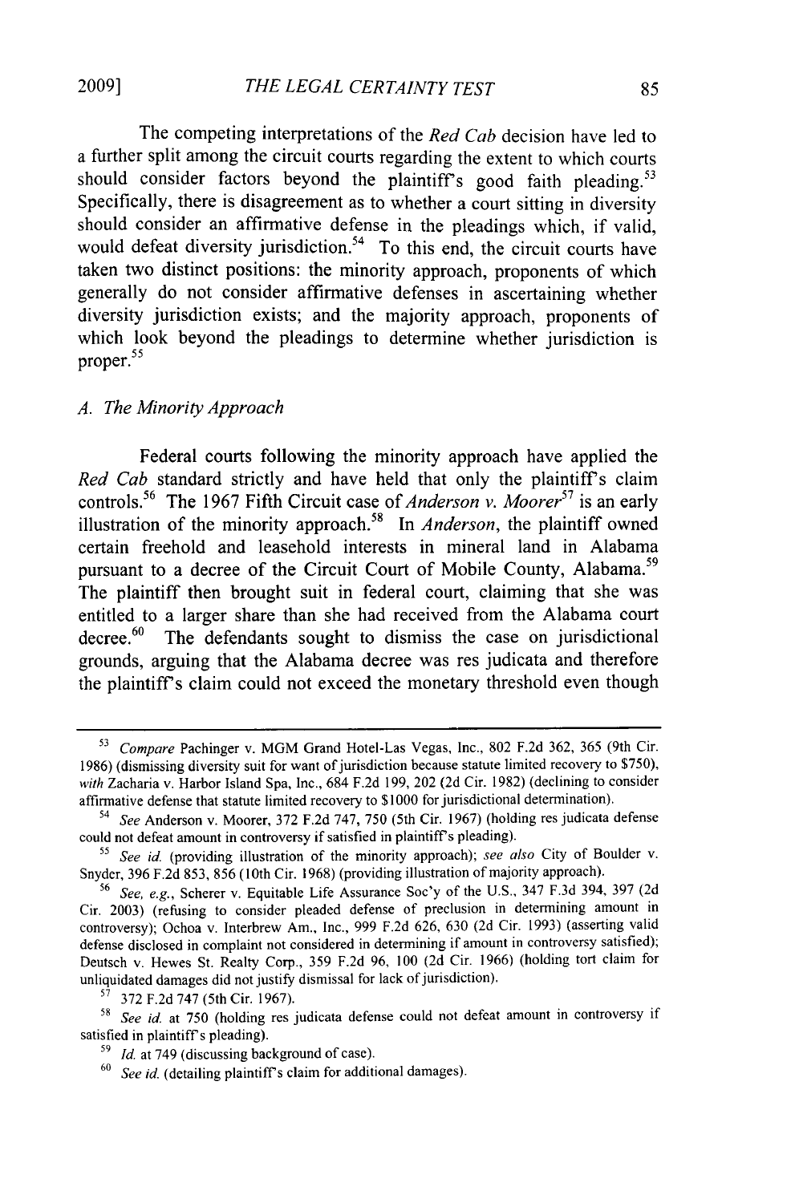The competing interpretations of the *Red Cab* decision have led to a further split among the circuit courts regarding the extent to which courts should consider factors beyond the plaintiff's good faith pleading.[53] Specifically, there is disagreement as to whether a court sitting in diversity should consider an affirmative defense in the pleadings which, if valid, would defeat diversity jurisdiction.[54] To this end, the circuit courts have taken two distinct positions: the minority approach, proponents of which generally do not consider affirmative defenses in ascertaining whether diversity jurisdiction exists; and the majority approach, proponents of which look beyond the pleadings to determine whether jurisdiction is proper.[55]

### *A. The Minority Approach*

Federal courts following the minority approach have applied the *Red Cab* standard strictly and have held that only the plaintiff's claim controls.[56] The 1967 Fifth Circuit case of *Anderson v. Moorer*[57] is an early illustration of the minority approach.[58] In *Anderson*, the plaintiff owned certain freehold and leasehold interests in mineral land in Alabama pursuant to a decree of the Circuit Court of Mobile County, Alabama.[59] The plaintiff then brought suit in federal court, claiming that she was entitled to a larger share than she had received from the Alabama court decree.[60] The defendants sought to dismiss the case on jurisdictional grounds, arguing that the Alabama decree was res judicata and therefore the plaintiff's claim could not exceed the monetary threshold even though

---

[53] *Compare* Pachinger v. MGM Grand Hotel-Las Vegas, Inc., 802 F.2d 362, 365 (9th Cir. 1986) (dismissing diversity suit for want of jurisdiction because statute limited recovery to $750), *with* Zacharia v. Harbor Island Spa, Inc., 684 F.2d 199, 202 (2d Cir. 1982) (declining to consider affirmative defense that statute limited recovery to $1000 for jurisdictional determination).

[54] *See* Anderson v. Moorer, 372 F.2d 747, 750 (5th Cir. 1967) (holding res judicata defense could not defeat amount in controversy if satisfied in plaintiff's pleading).

[55] *See id.* (providing illustration of the minority approach); *see also* City of Boulder v. Snyder, 396 F.2d 853, 856 (10th Cir. 1968) (providing illustration of majority approach).

[56] *See, e.g.*, Scherer v. Equitable Life Assurance Soc'y of the U.S., 347 F.3d 394, 397 (2d Cir. 2003) (refusing to consider pleaded defense of preclusion in determining amount in controversy); Ochoa v. Interbrew Am., Inc., 999 F.2d 626, 630 (2d Cir. 1993) (asserting valid defense disclosed in complaint not considered in determining if amount in controversy satisfied); Deutsch v. Hewes St. Realty Corp., 359 F.2d 96, 100 (2d Cir. 1966) (holding tort claim for unliquidated damages did not justify dismissal for lack of jurisdiction).

[57] 372 F.2d 747 (5th Cir. 1967).

[58] *See id.* at 750 (holding res judicata defense could not defeat amount in controversy if satisfied in plaintiff's pleading).

[59] *Id.* at 749 (discussing background of case).

[60] *See id.* (detailing plaintiff's claim for additional damages).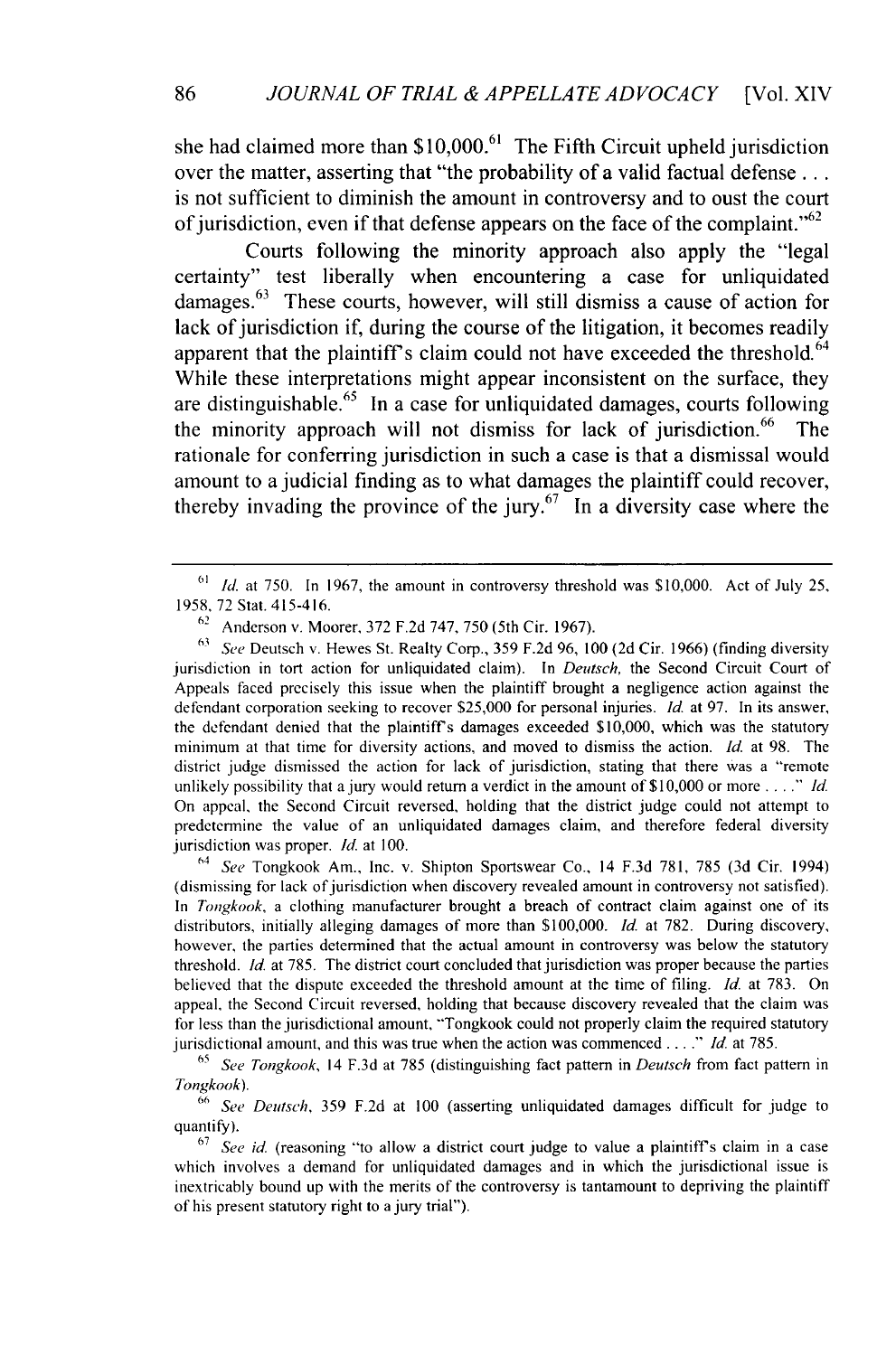she had claimed more than $10,000.[61] The Fifth Circuit upheld jurisdiction over the matter, asserting that "the probability of a valid factual defense . . . is not sufficient to diminish the amount in controversy and to oust the court of jurisdiction, even if that defense appears on the face of the complaint."[62]

Courts following the minority approach also apply the "legal certainty" test liberally when encountering a case for unliquidated damages.[63] These courts, however, will still dismiss a cause of action for lack of jurisdiction if, during the course of the litigation, it becomes readily apparent that the plaintiff's claim could not have exceeded the threshold.[64] While these interpretations might appear inconsistent on the surface, they are distinguishable.[65] In a case for unliquidated damages, courts following the minority approach will not dismiss for lack of jurisdiction.[66] The rationale for conferring jurisdiction in such a case is that a dismissal would amount to a judicial finding as to what damages the plaintiff could recover, thereby invading the province of the jury.[67] In a diversity case where the

---

[61] *Id.* at 750. In 1967, the amount in controversy threshold was $10,000. Act of July 25, 1958, 72 Stat. 415-416.

[62] Anderson v. Moorer, 372 F.2d 747, 750 (5th Cir. 1967).

[63] *See* Deutsch v. Hewes St. Realty Corp., 359 F.2d 96, 100 (2d Cir. 1966) (finding diversity jurisdiction in tort action for unliquidated claim). In *Deutsch*, the Second Circuit Court of Appeals faced precisely this issue when the plaintiff brought a negligence action against the defendant corporation seeking to recover $25,000 for personal injuries. *Id.* at 97. In its answer, the defendant denied that the plaintiff's damages exceeded $10,000, which was the statutory minimum at that time for diversity actions, and moved to dismiss the action. *Id.* at 98. The district judge dismissed the action for lack of jurisdiction, stating that there was a "remote unlikely possibility that a jury would return a verdict in the amount of $10,000 or more . . . ." *Id.* On appeal, the Second Circuit reversed, holding that the district judge could not attempt to predetermine the value of an unliquidated damages claim, and therefore federal diversity jurisdiction was proper. *Id.* at 100.

[64] *See* Tongkook Am., Inc. v. Shipton Sportswear Co., 14 F.3d 781, 785 (3d Cir. 1994) (dismissing for lack of jurisdiction when discovery revealed amount in controversy not satisfied). In *Tongkook*, a clothing manufacturer brought a breach of contract claim against one of its distributors, initially alleging damages of more than $100,000. *Id.* at 782. During discovery, however, the parties determined that the actual amount in controversy was below the statutory threshold. *Id.* at 785. The district court concluded that jurisdiction was proper because the parties believed that the dispute exceeded the threshold amount at the time of filing. *Id.* at 783. On appeal, the Second Circuit reversed, holding that because discovery revealed that the claim was for less than the jurisdictional amount, "Tongkook could not properly claim the required statutory jurisdictional amount, and this was true when the action was commenced . . . ." *Id.* at 785.

[65] *See Tongkook*, 14 F.3d at 785 (distinguishing fact pattern in *Deutsch* from fact pattern in *Tongkook*).

[66] *See Deutsch*, 359 F.2d at 100 (asserting unliquidated damages difficult for judge to quantify).

[67] *See id.* (reasoning "to allow a district court judge to value a plaintiff's claim in a case which involves a demand for unliquidated damages and in which the jurisdictional issue is inextricably bound up with the merits of the controversy is tantamount to depriving the plaintiff of his present statutory right to a jury trial").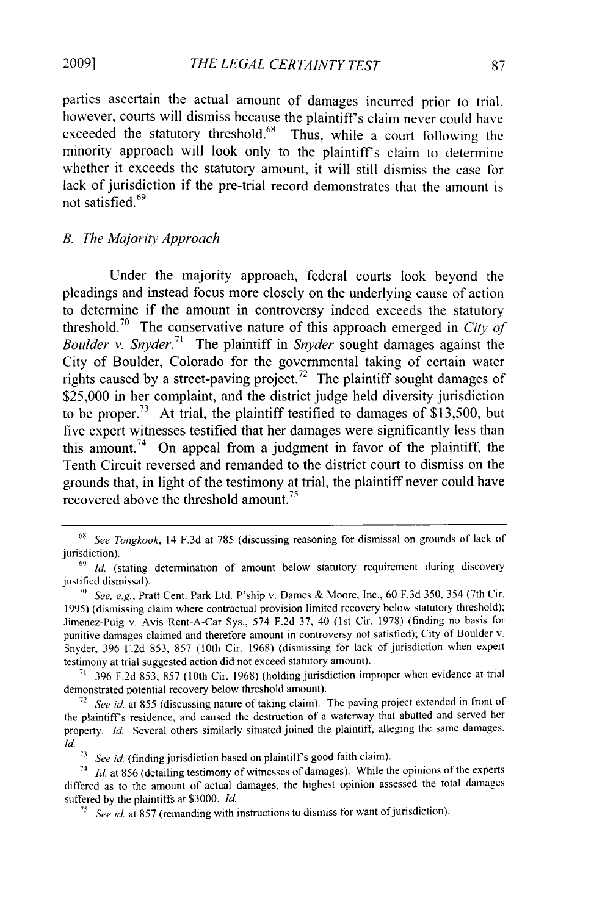parties ascertain the actual amount of damages incurred prior to trial, however, courts will dismiss because the plaintiff's claim never could have exceeded the statutory threshold.[68] Thus, while a court following the minority approach will look only to the plaintiff's claim to determine whether it exceeds the statutory amount, it will still dismiss the case for lack of jurisdiction if the pre-trial record demonstrates that the amount is not satisfied.[69]

### *B. The Majority Approach*

Under the majority approach, federal courts look beyond the pleadings and instead focus more closely on the underlying cause of action to determine if the amount in controversy indeed exceeds the statutory threshold.[70] The conservative nature of this approach emerged in *City of Boulder v. Snyder*.[71] The plaintiff in *Snyder* sought damages against the City of Boulder, Colorado for the governmental taking of certain water rights caused by a street-paving project.[72] The plaintiff sought damages of $25,000 in her complaint, and the district judge held diversity jurisdiction to be proper.[73] At trial, the plaintiff testified to damages of $13,500, but five expert witnesses testified that her damages were significantly less than this amount.[74] On appeal from a judgment in favor of the plaintiff, the Tenth Circuit reversed and remanded to the district court to dismiss on the grounds that, in light of the testimony at trial, the plaintiff never could have recovered above the threshold amount.[75]

---

[68] *See Tongkook*, 14 F.3d at 785 (discussing reasoning for dismissal on grounds of lack of jurisdiction).

[69] *Id.* (stating determination of amount below statutory requirement during discovery justified dismissal).

[70] *See, e.g.*, Pratt Cent. Park Ltd. P'ship v. Dames & Moore, Inc., 60 F.3d 350, 354 (7th Cir. 1995) (dismissing claim where contractual provision limited recovery below statutory threshold); Jimenez-Puig v. Avis Rent-A-Car Sys., 574 F.2d 37, 40 (1st Cir. 1978) (finding no basis for punitive damages claimed and therefore amount in controversy not satisfied); City of Boulder v. Snyder, 396 F.2d 853, 857 (10th Cir. 1968) (dismissing for lack of jurisdiction when expert testimony at trial suggested action did not exceed statutory amount).

[71] 396 F.2d 853, 857 (10th Cir. 1968) (holding jurisdiction improper when evidence at trial demonstrated potential recovery below threshold amount).

[72] *See id.* at 855 (discussing nature of taking claim). The paving project extended in front of the plaintiff's residence, and caused the destruction of a waterway that abutted and served her property. *Id.* Several others similarly situated joined the plaintiff, alleging the same damages. *Id.*

[73] *See id.* (finding jurisdiction based on plaintiff's good faith claim).

[74] *Id.* at 856 (detailing testimony of witnesses of damages). While the opinions of the experts differed as to the amount of actual damages, the highest opinion assessed the total damages suffered by the plaintiffs at $3000. *Id.*

[75] *See id.* at 857 (remanding with instructions to dismiss for want of jurisdiction).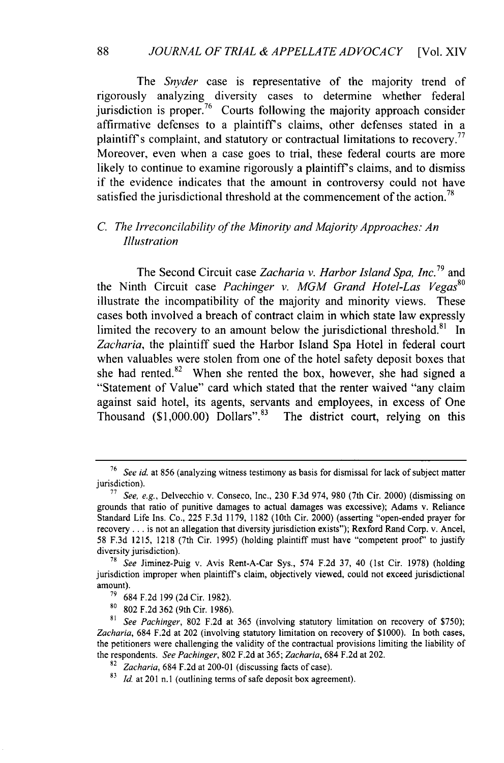The *Snyder* case is representative of the majority trend of rigorously analyzing diversity cases to determine whether federal jurisdiction is proper.[76] Courts following the majority approach consider affirmative defenses to a plaintiff's claims, other defenses stated in a plaintiff's complaint, and statutory or contractual limitations to recovery.[77] Moreover, even when a case goes to trial, these federal courts are more likely to continue to examine rigorously a plaintiff's claims, and to dismiss if the evidence indicates that the amount in controversy could not have satisfied the jurisdictional threshold at the commencement of the action.[78]

### *C. The Irreconcilability of the Minority and Majority Approaches: An Illustration*

The Second Circuit case *Zacharia v. Harbor Island Spa, Inc.*[79] and the Ninth Circuit case *Pachinger v. MGM Grand Hotel-Las Vegas*[80] illustrate the incompatibility of the majority and minority views. These cases both involved a breach of contract claim in which state law expressly limited the recovery to an amount below the jurisdictional threshold.[81] In *Zacharia*, the plaintiff sued the Harbor Island Spa Hotel in federal court when valuables were stolen from one of the hotel safety deposit boxes that she had rented.[82] When she rented the box, however, she had signed a "Statement of Value" card which stated that the renter waived "any claim against said hotel, its agents, servants and employees, in excess of One Thousand ($1,000.00) Dollars".[83] The district court, relying on this

---

[76] *See id.* at 856 (analyzing witness testimony as basis for dismissal for lack of subject matter jurisdiction).

[77] *See, e.g.*, Delvecchio v. Conseco, Inc., 230 F.3d 974, 980 (7th Cir. 2000) (dismissing on grounds that ratio of punitive damages to actual damages was excessive); Adams v. Reliance Standard Life Ins. Co., 225 F.3d 1179, 1182 (10th Cir. 2000) (asserting "open-ended prayer for recovery . . . is not an allegation that diversity jurisdiction exists"); Rexford Rand Corp. v. Ancel, 58 F.3d 1215, 1218 (7th Cir. 1995) (holding plaintiff must have "competent proof" to justify diversity jurisdiction).

[78] *See* Jiminez-Puig v. Avis Rent-A-Car Sys., 574 F.2d 37, 40 (1st Cir. 1978) (holding jurisdiction improper when plaintiff's claim, objectively viewed, could not exceed jurisdictional amount).

[79] 684 F.2d 199 (2d Cir. 1982).

[80] 802 F.2d 362 (9th Cir. 1986).

[81] *See Pachinger*, 802 F.2d at 365 (involving statutory limitation on recovery of $750); *Zacharia*, 684 F.2d at 202 (involving statutory limitation on recovery of $1000). In both cases, the petitioners were challenging the validity of the contractual provisions limiting the liability of the respondents. *See Pachinger*, 802 F.2d at 365; *Zacharia*, 684 F.2d at 202.

[82] *Zacharia*, 684 F.2d at 200-01 (discussing facts of case).

[83] *Id.* at 201 n.1 (outlining terms of safe deposit box agreement).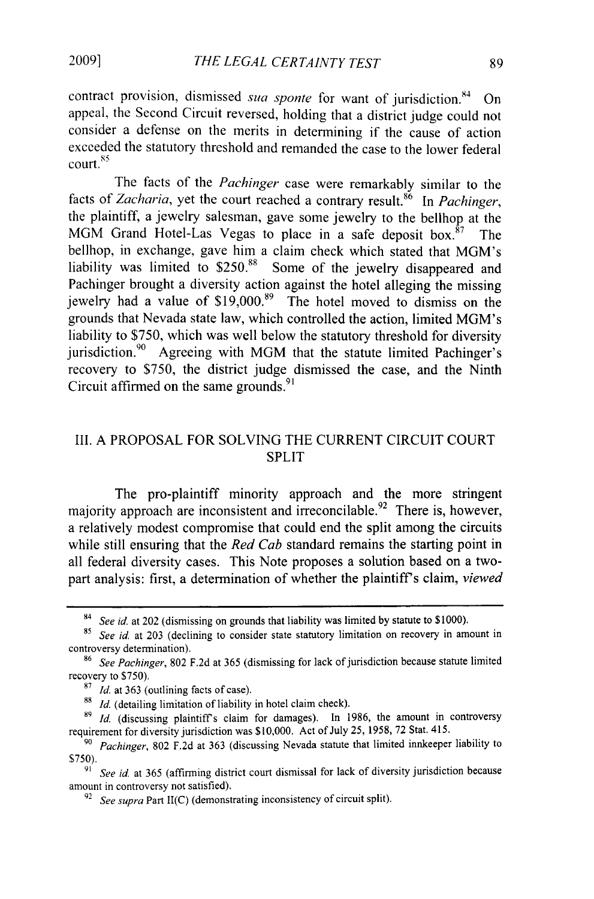contract provision, dismissed *sua sponte* for want of jurisdiction.[84] On appeal, the Second Circuit reversed, holding that a district judge could not consider a defense on the merits in determining if the cause of action exceeded the statutory threshold and remanded the case to the lower federal court.[85]

The facts of the *Pachinger* case were remarkably similar to the facts of *Zacharia*, yet the court reached a contrary result.[86] In *Pachinger*, the plaintiff, a jewelry salesman, gave some jewelry to the bellhop at the MGM Grand Hotel-Las Vegas to place in a safe deposit box.[87] The bellhop, in exchange, gave him a claim check which stated that MGM's liability was limited to $250.[88] Some of the jewelry disappeared and Pachinger brought a diversity action against the hotel alleging the missing jewelry had a value of $19,000.[89] The hotel moved to dismiss on the grounds that Nevada state law, which controlled the action, limited MGM's liability to $750, which was well below the statutory threshold for diversity jurisdiction.[90] Agreeing with MGM that the statute limited Pachinger's recovery to $750, the district judge dismissed the case, and the Ninth Circuit affirmed on the same grounds.[91]

## III. A PROPOSAL FOR SOLVING THE CURRENT CIRCUIT COURT SPLIT

The pro-plaintiff minority approach and the more stringent majority approach are inconsistent and irreconcilable.[92] There is, however, a relatively modest compromise that could end the split among the circuits while still ensuring that the *Red Cab* standard remains the starting point in all federal diversity cases. This Note proposes a solution based on a two-part analysis: first, a determination of whether the plaintiff's claim, *viewed*

---

[84] *See id.* at 202 (dismissing on grounds that liability was limited by statute to $1000).

[85] *See id.* at 203 (declining to consider state statutory limitation on recovery in amount in controversy determination).

[86] *See Pachinger*, 802 F.2d at 365 (dismissing for lack of jurisdiction because statute limited recovery to $750).

[87] *Id.* at 363 (outlining facts of case).

[88] *Id.* (detailing limitation of liability in hotel claim check).

[89] *Id.* (discussing plaintiff's claim for damages). In 1986, the amount in controversy requirement for diversity jurisdiction was $10,000. Act of July 25, 1958, 72 Stat. 415.

[90] *Pachinger*, 802 F.2d at 363 (discussing Nevada statute that limited innkeeper liability to $750).

[91] *See id.* at 365 (affirming district court dismissal for lack of diversity jurisdiction because amount in controversy not satisfied).

[92] *See supra* Part II(C) (demonstrating inconsistency of circuit split).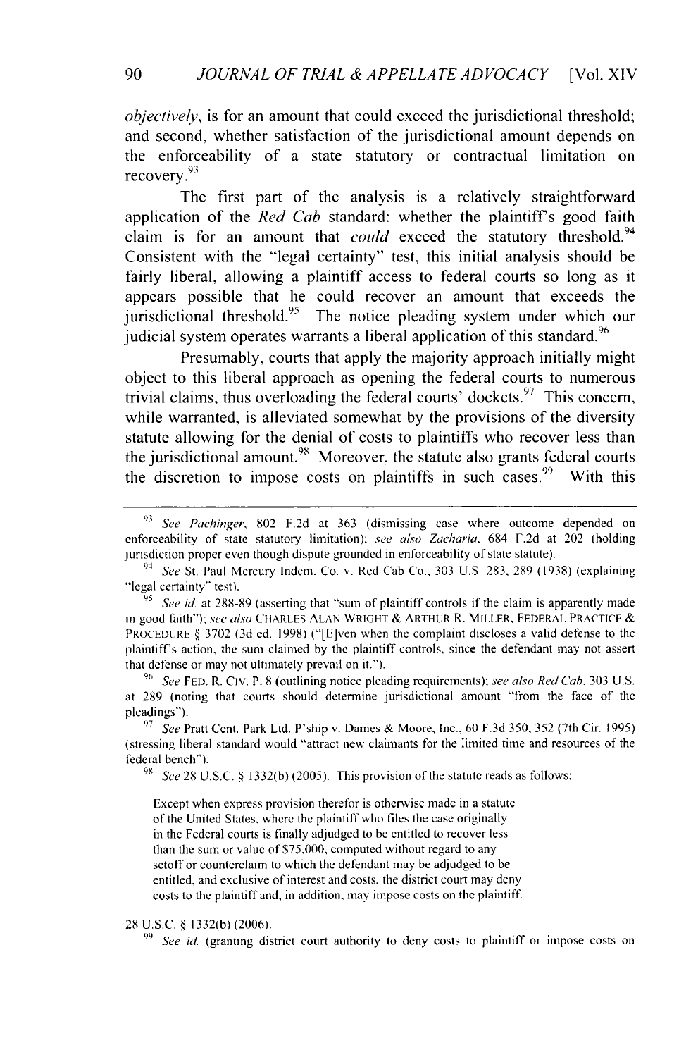*objectively*, is for an amount that could exceed the jurisdictional threshold; and second, whether satisfaction of the jurisdictional amount depends on the enforceability of a state statutory or contractual limitation on recovery.[93]

The first part of the analysis is a relatively straightforward application of the *Red Cab* standard: whether the plaintiff's good faith claim is for an amount that *could* exceed the statutory threshold.[94] Consistent with the "legal certainty" test, this initial analysis should be fairly liberal, allowing a plaintiff access to federal courts so long as it appears possible that he could recover an amount that exceeds the jurisdictional threshold.[95] The notice pleading system under which our judicial system operates warrants a liberal application of this standard.[96]

Presumably, courts that apply the majority approach initially might object to this liberal approach as opening the federal courts to numerous trivial claims, thus overloading the federal courts' dockets.[97] This concern, while warranted, is alleviated somewhat by the provisions of the diversity statute allowing for the denial of costs to plaintiffs who recover less than the jurisdictional amount.[98] Moreover, the statute also grants federal courts the discretion to impose costs on plaintiffs in such cases.[99] With this

---

[93] *See Pachinger*, 802 F.2d at 363 (dismissing case where outcome depended on enforceability of state statutory limitation); *see also Zacharia*, 684 F.2d at 202 (holding jurisdiction proper even though dispute grounded in enforceability of state statute).

[94] *See* St. Paul Mercury Indem. Co. v. Red Cab Co., 303 U.S. 283, 289 (1938) (explaining "legal certainty" test).

[95] *See id.* at 288-89 (asserting that "sum of plaintiff controls if the claim is apparently made in good faith"); *see also* CHARLES ALAN WRIGHT & ARTHUR R. MILLER, FEDERAL PRACTICE & PROCEDURE § 3702 (3d ed. 1998) ("[E]ven when the complaint discloses a valid defense to the plaintiff's action, the sum claimed by the plaintiff controls, since the defendant may not assert that defense or may not ultimately prevail on it.").

[96] *See* FED. R. CIV. P. 8 (outlining notice pleading requirements); *see also Red Cab*, 303 U.S. at 289 (noting that courts should determine jurisdictional amount "from the face of the pleadings").

[97] *See* Pratt Cent. Park Ltd. P'ship v. Dames & Moore, Inc., 60 F.3d 350, 352 (7th Cir. 1995) (stressing liberal standard would "attract new claimants for the limited time and resources of the federal bench").

[98] *See* 28 U.S.C. § 1332(b) (2005). This provision of the statute reads as follows:

> Except when express provision therefor is otherwise made in a statute of the United States, where the plaintiff who files the case originally in the Federal courts is finally adjudged to be entitled to recover less than the sum or value of $75,000, computed without regard to any setoff or counterclaim to which the defendant may be adjudged to be entitled, and exclusive of interest and costs, the district court may deny costs to the plaintiff and, in addition, may impose costs on the plaintiff.

28 U.S.C. § 1332(b) (2006).

[99] *See id.* (granting district court authority to deny costs to plaintiff or impose costs on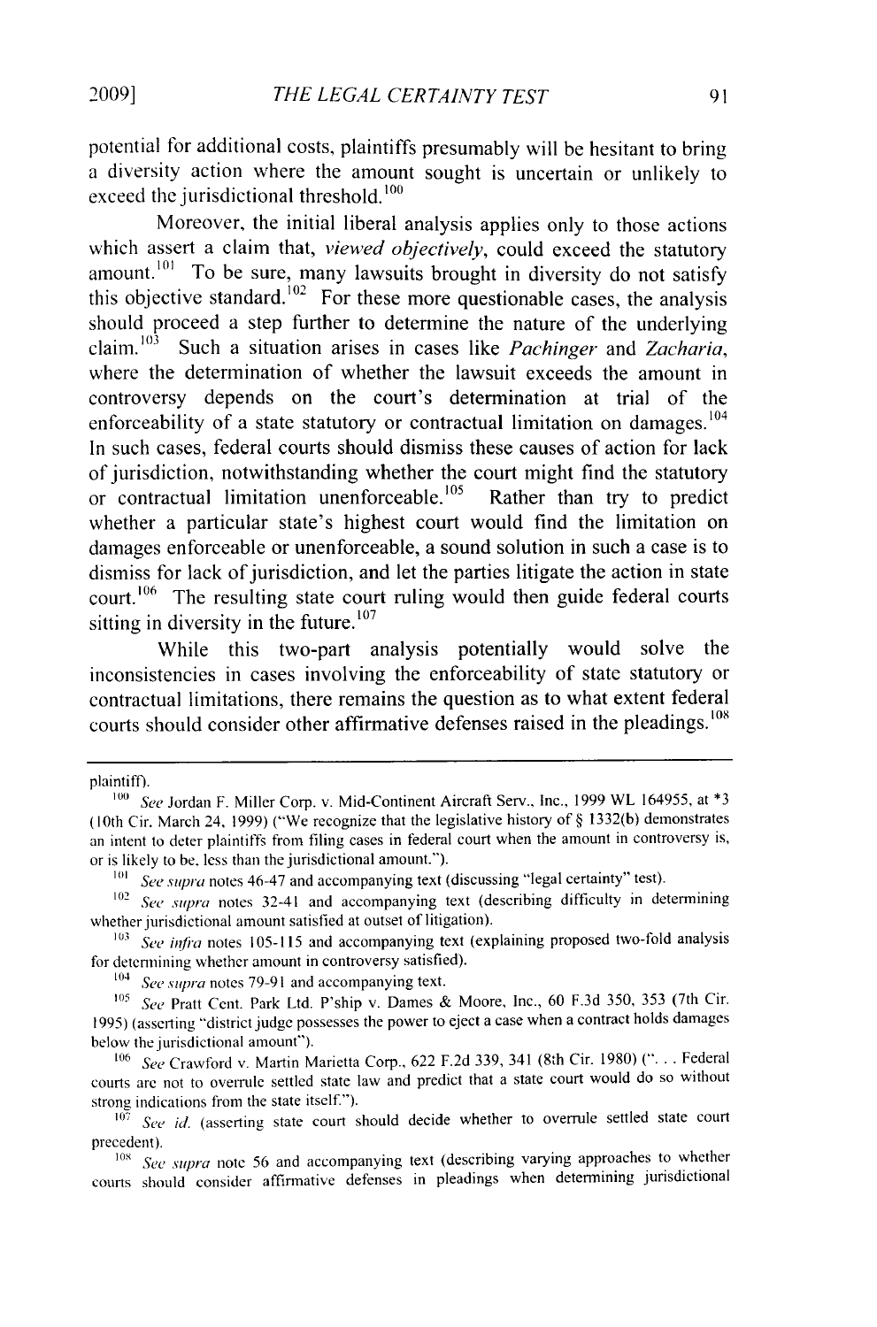potential for additional costs, plaintiffs presumably will be hesitant to bring a diversity action where the amount sought is uncertain or unlikely to exceed the jurisdictional threshold.[100]

Moreover, the initial liberal analysis applies only to those actions which assert a claim that, *viewed objectively*, could exceed the statutory amount.[101] To be sure, many lawsuits brought in diversity do not satisfy this objective standard.[102] For these more questionable cases, the analysis should proceed a step further to determine the nature of the underlying claim.[103] Such a situation arises in cases like *Pachinger* and *Zacharia*, where the determination of whether the lawsuit exceeds the amount in controversy depends on the court's determination at trial of the enforceability of a state statutory or contractual limitation on damages.[104] In such cases, federal courts should dismiss these causes of action for lack of jurisdiction, notwithstanding whether the court might find the statutory or contractual limitation unenforceable.[105] Rather than try to predict whether a particular state's highest court would find the limitation on damages enforceable or unenforceable, a sound solution in such a case is to dismiss for lack of jurisdiction, and let the parties litigate the action in state court.[106] The resulting state court ruling would then guide federal courts sitting in diversity in the future.[107]

While this two-part analysis potentially would solve the inconsistencies in cases involving the enforceability of state statutory or contractual limitations, there remains the question as to what extent federal courts should consider other affirmative defenses raised in the pleadings.[108]

---

plaintiff).

[100] *See* Jordan F. Miller Corp. v. Mid-Continent Aircraft Serv., Inc., 1999 WL 164955, at *3 (10th Cir. March 24, 1999) ("We recognize that the legislative history of § 1332(b) demonstrates an intent to deter plaintiffs from filing cases in federal court when the amount in controversy is, or is likely to be, less than the jurisdictional amount.").

[101] *See supra* notes 46-47 and accompanying text (discussing "legal certainty" test).

[102] *See supra* notes 32-41 and accompanying text (describing difficulty in determining whether jurisdictional amount satisfied at outset of litigation).

[103] *See infra* notes 105-115 and accompanying text (explaining proposed two-fold analysis for determining whether amount in controversy satisfied).

[104] *See supra* notes 79-91 and accompanying text.

[105] *See* Pratt Cent. Park Ltd. P'ship v. Dames & Moore, Inc., 60 F.3d 350, 353 (7th Cir. 1995) (asserting "district judge possesses the power to eject a case when a contract holds damages below the jurisdictional amount").

[106] *See* Crawford v. Martin Marietta Corp., 622 F.2d 339, 341 (8th Cir. 1980) (". . . Federal courts are not to overrule settled state law and predict that a state court would do so without strong indications from the state itself.").

[107] *See id.* (asserting state court should decide whether to overrule settled state court precedent).

[108] *See supra* note 56 and accompanying text (describing varying approaches to whether courts should consider affirmative defenses in pleadings when determining jurisdictional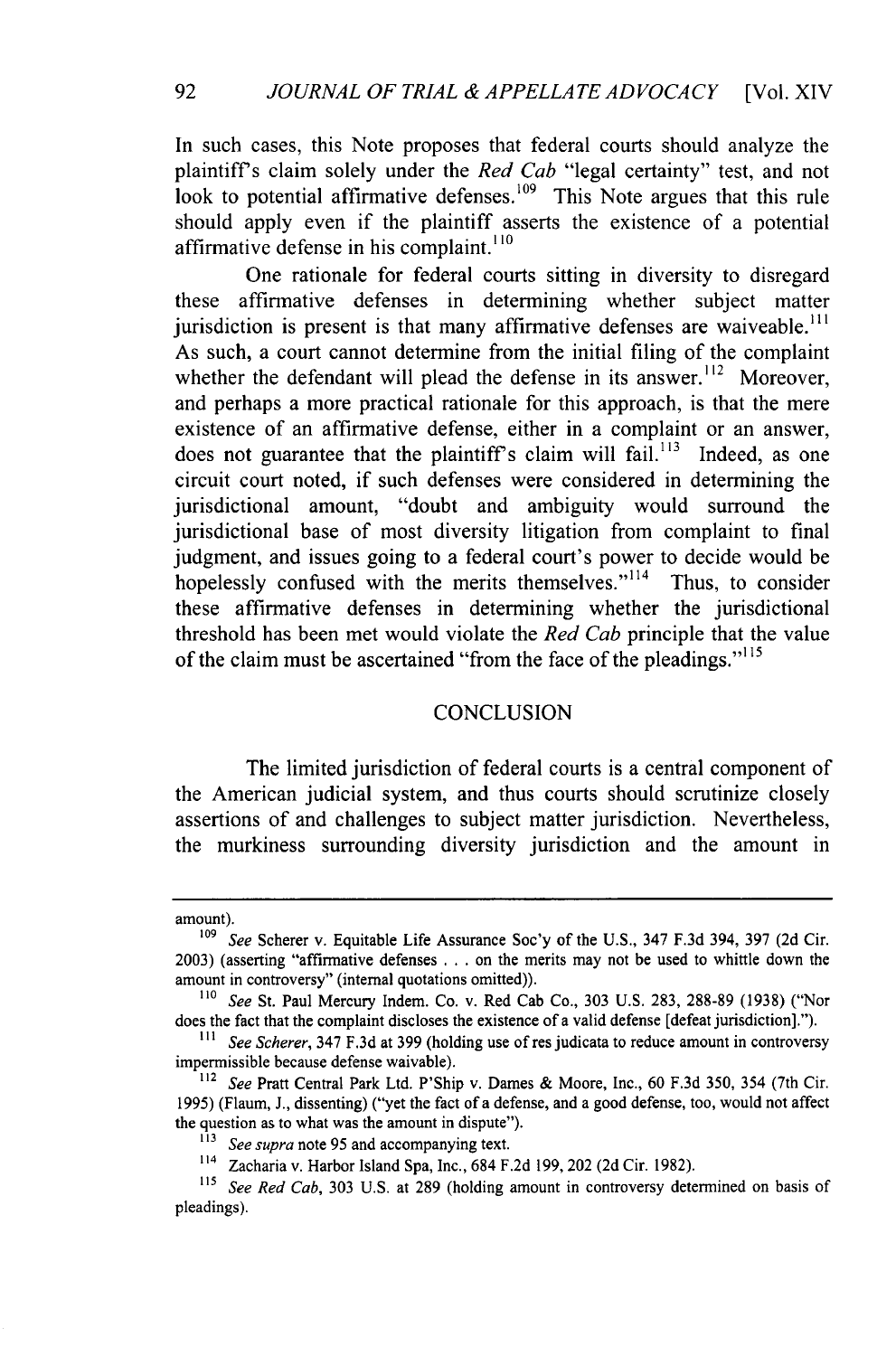In such cases, this Note proposes that federal courts should analyze the plaintiff's claim solely under the *Red Cab* "legal certainty" test, and not look to potential affirmative defenses.[109] This Note argues that this rule should apply even if the plaintiff asserts the existence of a potential affirmative defense in his complaint.[110]

One rationale for federal courts sitting in diversity to disregard these affirmative defenses in determining whether subject matter jurisdiction is present is that many affirmative defenses are waiveable.[111] As such, a court cannot determine from the initial filing of the complaint whether the defendant will plead the defense in its answer.[112] Moreover, and perhaps a more practical rationale for this approach, is that the mere existence of an affirmative defense, either in a complaint or an answer, does not guarantee that the plaintiff's claim will fail.[113] Indeed, as one circuit court noted, if such defenses were considered in determining the jurisdictional amount, "doubt and ambiguity would surround the jurisdictional base of most diversity litigation from complaint to final judgment, and issues going to a federal court's power to decide would be hopelessly confused with the merits themselves."[114] Thus, to consider these affirmative defenses in determining whether the jurisdictional threshold has been met would violate the *Red Cab* principle that the value of the claim must be ascertained "from the face of the pleadings."[115]

## CONCLUSION

The limited jurisdiction of federal courts is a central component of the American judicial system, and thus courts should scrutinize closely assertions of and challenges to subject matter jurisdiction. Nevertheless, the murkiness surrounding diversity jurisdiction and the amount in

---

amount).

[109] *See* Scherer v. Equitable Life Assurance Soc'y of the U.S., 347 F.3d 394, 397 (2d Cir. 2003) (asserting "affirmative defenses . . . on the merits may not be used to whittle down the amount in controversy" (internal quotations omitted)).

[110] *See* St. Paul Mercury Indem. Co. v. Red Cab Co., 303 U.S. 283, 288-89 (1938) ("Nor does the fact that the complaint discloses the existence of a valid defense [defeat jurisdiction].").

[111] *See Scherer*, 347 F.3d at 399 (holding use of res judicata to reduce amount in controversy impermissible because defense waivable).

[112] *See* Pratt Central Park Ltd. P'Ship v. Dames & Moore, Inc., 60 F.3d 350, 354 (7th Cir. 1995) (Flaum, J., dissenting) ("yet the fact of a defense, and a good defense, too, would not affect the question as to what was the amount in dispute").

[113] *See supra* note 95 and accompanying text.

[114] Zacharia v. Harbor Island Spa, Inc., 684 F.2d 199, 202 (2d Cir. 1982).

[115] *See Red Cab*, 303 U.S. at 289 (holding amount in controversy determined on basis of pleadings).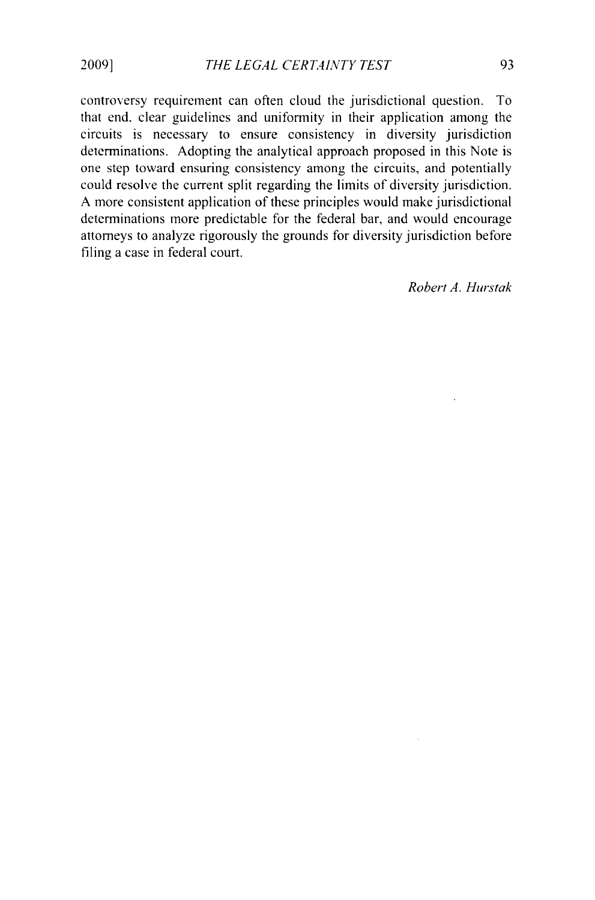controversy requirement can often cloud the jurisdictional question. To that end, clear guidelines and uniformity in their application among the circuits is necessary to ensure consistency in diversity jurisdiction determinations. Adopting the analytical approach proposed in this Note is one step toward ensuring consistency among the circuits, and potentially could resolve the current split regarding the limits of diversity jurisdiction. A more consistent application of these principles would make jurisdictional determinations more predictable for the federal bar, and would encourage attorneys to analyze rigorously the grounds for diversity jurisdiction before filing a case in federal court.

*Robert A. Hurstak*